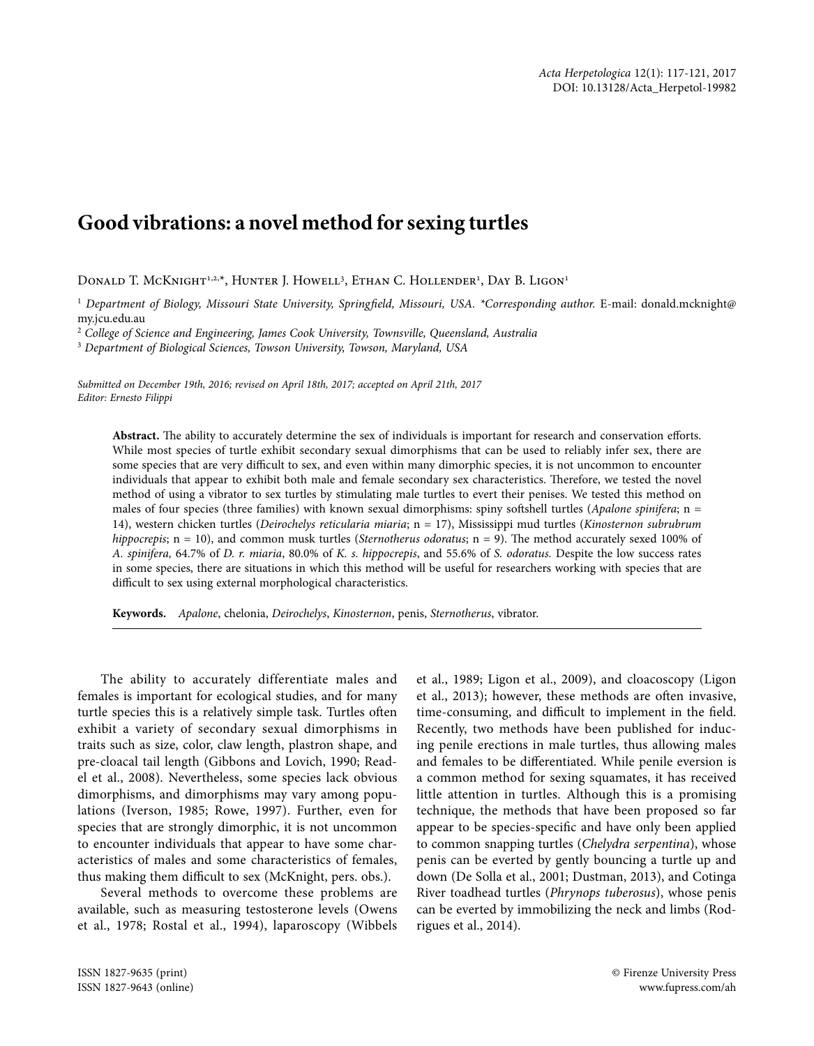# Good vibrations: a novel method for sexing turtles

Donald T. McKnight[1,2,*], Hunter J. Howell[3], Ethan C. Hollender[1], Day B. Ligon[1]

[1] *Department of Biology, Missouri State University, Springfield, Missouri, USA. \*Corresponding author.* E-mail: donald.mcknight@my.jcu.edu.au

[2] *College of Science and Engineering, James Cook University, Townsville, Queensland, Australia*

[3] *Department of Biological Sciences, Towson University, Towson, Maryland, USA*

*Submitted on December 19th, 2016; revised on April 18th, 2017; accepted on April 21th, 2017*
*Editor: Ernesto Filippi*

**Abstract.** The ability to accurately determine the sex of individuals is important for research and conservation efforts. While most species of turtle exhibit secondary sexual dimorphisms that can be used to reliably infer sex, there are some species that are very difficult to sex, and even within many dimorphic species, it is not uncommon to encounter individuals that appear to exhibit both male and female secondary sex characteristics. Therefore, we tested the novel method of using a vibrator to sex turtles by stimulating male turtles to evert their penises. We tested this method on males of four species (three families) with known sexual dimorphisms: spiny softshell turtles (*Apalone spinifera*; n = 14), western chicken turtles (*Deirochelys reticularia miaria*; n = 17), Mississippi mud turtles (*Kinosternon subrubrum hippocrepis*; n = 10), and common musk turtles (*Sternotherus odoratus*; n = 9). The method accurately sexed 100% of *A. spinifera,* 64.7% of *D. r. miaria*, 80.0% of *K. s. hippocrepis*, and 55.6% of *S. odoratus.* Despite the low success rates in some species, there are situations in which this method will be useful for researchers working with species that are difficult to sex using external morphological characteristics.

**Keywords.** *Apalone*, chelonia, *Deirochelys*, *Kinosternon*, penis, *Sternotherus*, vibrator.

The ability to accurately differentiate males and females is important for ecological studies, and for many turtle species this is a relatively simple task. Turtles often exhibit a variety of secondary sexual dimorphisms in traits such as size, color, claw length, plastron shape, and pre-cloacal tail length (Gibbons and Lovich, 1990; Readel et al., 2008). Nevertheless, some species lack obvious dimorphisms, and dimorphisms may vary among populations (Iverson, 1985; Rowe, 1997). Further, even for species that are strongly dimorphic, it is not uncommon to encounter individuals that appear to have some characteristics of males and some characteristics of females, thus making them difficult to sex (McKnight, pers. obs.).

Several methods to overcome these problems are available, such as measuring testosterone levels (Owens et al., 1978; Rostal et al., 1994), laparoscopy (Wibbels et al., 1989; Ligon et al., 2009), and cloacoscopy (Ligon et al., 2013); however, these methods are often invasive, time-consuming, and difficult to implement in the field. Recently, two methods have been published for inducing penile erections in male turtles, thus allowing males and females to be differentiated. While penile eversion is a common method for sexing squamates, it has received little attention in turtles. Although this is a promising technique, the methods that have been proposed so far appear to be species-specific and have only been applied to common snapping turtles (*Chelydra serpentina*), whose penis can be everted by gently bouncing a turtle up and down (De Solla et al., 2001; Dustman, 2013), and Cotinga River toadhead turtles (*Phrynops tuberosus*), whose penis can be everted by immobilizing the neck and limbs (Rodrigues et al., 2014).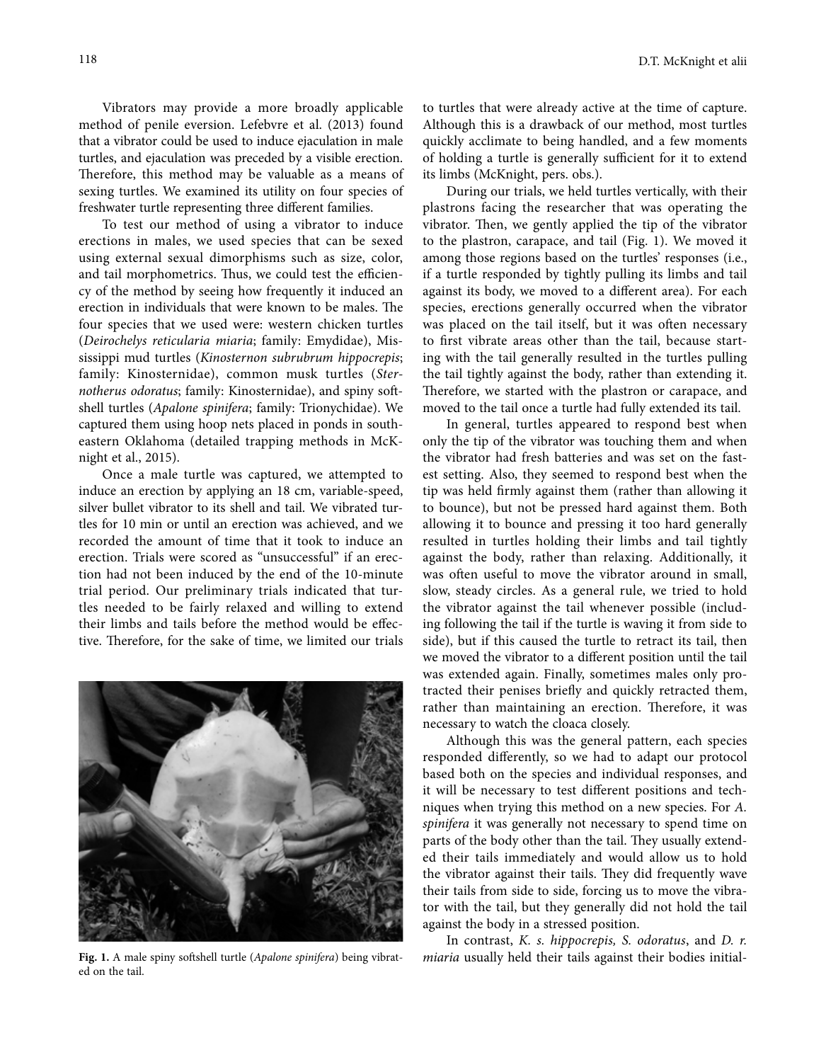Vibrators may provide a more broadly applicable method of penile eversion. Lefebvre et al. (2013) found that a vibrator could be used to induce ejaculation in male turtles, and ejaculation was preceded by a visible erection. Therefore, this method may be valuable as a means of sexing turtles. We examined its utility on four species of freshwater turtle representing three different families.

To test our method of using a vibrator to induce erections in males, we used species that can be sexed using external sexual dimorphisms such as size, color, and tail morphometrics. Thus, we could test the efficiency of the method by seeing how frequently it induced an erection in individuals that were known to be males. The four species that we used were: western chicken turtles (*Deirochelys reticularia miaria*; family: Emydidae), Mississippi mud turtles (*Kinosternon subrubrum hippocrepis*; family: Kinosternidae), common musk turtles (*Sternotherus odoratus*; family: Kinosternidae), and spiny softshell turtles (*Apalone spinifera*; family: Trionychidae). We captured them using hoop nets placed in ponds in southeastern Oklahoma (detailed trapping methods in McKnight et al., 2015).

Once a male turtle was captured, we attempted to induce an erection by applying an 18 cm, variable-speed, silver bullet vibrator to its shell and tail. We vibrated turtles for 10 min or until an erection was achieved, and we recorded the amount of time that it took to induce an erection. Trials were scored as "unsuccessful" if an erection had not been induced by the end of the 10-minute trial period. Our preliminary trials indicated that turtles needed to be fairly relaxed and willing to extend their limbs and tails before the method would be effective. Therefore, for the sake of time, we limited our trials to turtles that were already active at the time of capture. Although this is a drawback of our method, most turtles quickly acclimate to being handled, and a few moments of holding a turtle is generally sufficient for it to extend its limbs (McKnight, pers. obs.).

**Fig. 1.** A male spiny softshell turtle (*Apalone spinifera*) being vibrated on the tail.

During our trials, we held turtles vertically, with their plastrons facing the researcher that was operating the vibrator. Then, we gently applied the tip of the vibrator to the plastron, carapace, and tail (Fig. 1). We moved it among those regions based on the turtles' responses (i.e., if a turtle responded by tightly pulling its limbs and tail against its body, we moved to a different area). For each species, erections generally occurred when the vibrator was placed on the tail itself, but it was often necessary to first vibrate areas other than the tail, because starting with the tail generally resulted in the turtles pulling the tail tightly against the body, rather than extending it. Therefore, we started with the plastron or carapace, and moved to the tail once a turtle had fully extended its tail.

In general, turtles appeared to respond best when only the tip of the vibrator was touching them and when the vibrator had fresh batteries and was set on the fastest setting. Also, they seemed to respond best when the tip was held firmly against them (rather than allowing it to bounce), but not be pressed hard against them. Both allowing it to bounce and pressing it too hard generally resulted in turtles holding their limbs and tail tightly against the body, rather than relaxing. Additionally, it was often useful to move the vibrator around in small, slow, steady circles. As a general rule, we tried to hold the vibrator against the tail whenever possible (including following the tail if the turtle is waving it from side to side), but if this caused the turtle to retract its tail, then we moved the vibrator to a different position until the tail was extended again. Finally, sometimes males only protracted their penises briefly and quickly retracted them, rather than maintaining an erection. Therefore, it was necessary to watch the cloaca closely.

Although this was the general pattern, each species responded differently, so we had to adapt our protocol based both on the species and individual responses, and it will be necessary to test different positions and techniques when trying this method on a new species. For *A. spinifera* it was generally not necessary to spend time on parts of the body other than the tail. They usually extended their tails immediately and would allow us to hold the vibrator against their tails. They did frequently wave their tails from side to side, forcing us to move the vibrator with the tail, but they generally did not hold the tail against the body in a stressed position.

In contrast, *K. s. hippocrepis, S. odoratus*, and *D. r. miaria* usually held their tails against their bodies initial-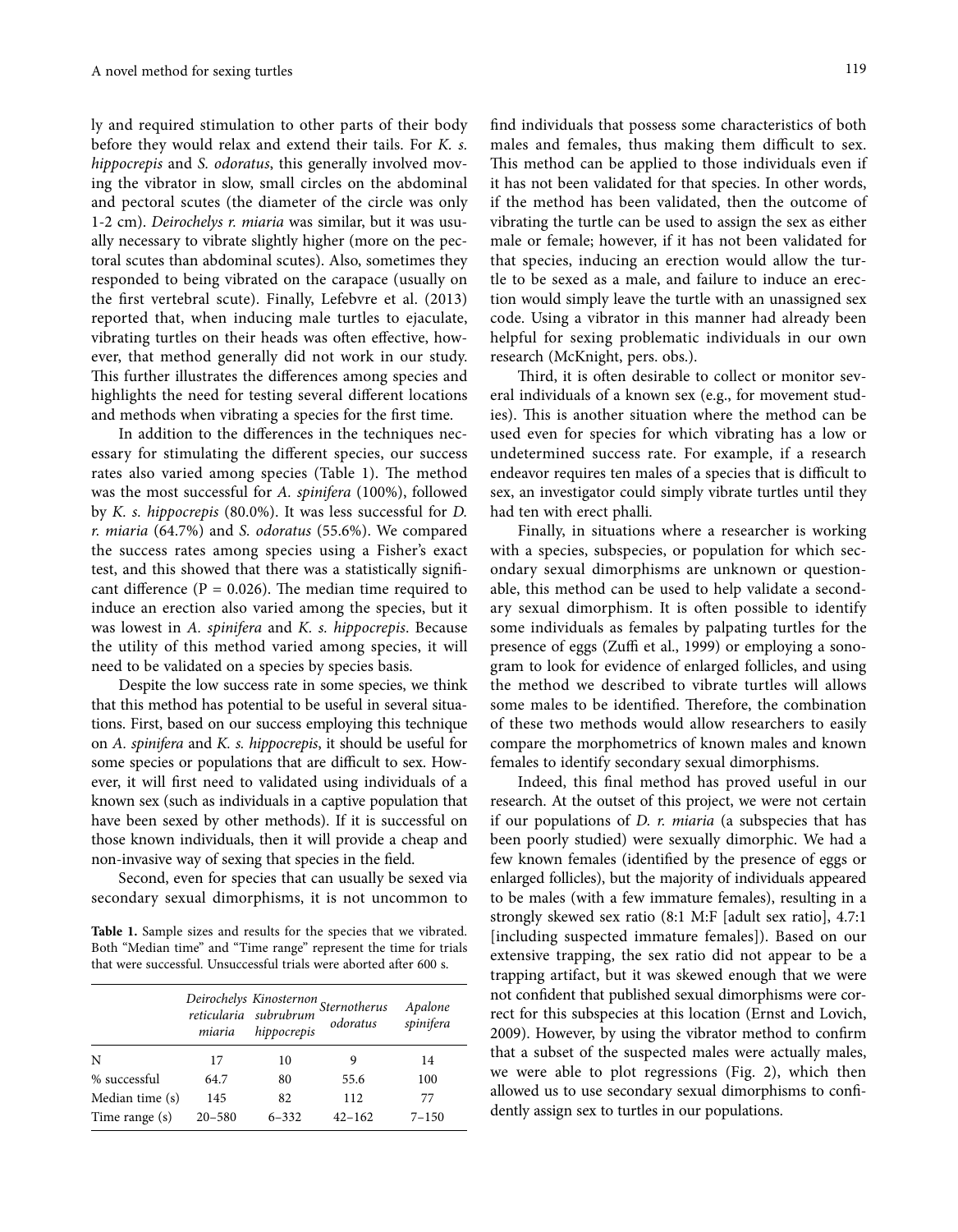ly and required stimulation to other parts of their body before they would relax and extend their tails. For *K. s. hippocrepis* and *S. odoratus*, this generally involved moving the vibrator in slow, small circles on the abdominal and pectoral scutes (the diameter of the circle was only 1-2 cm). *Deirochelys r. miaria* was similar, but it was usually necessary to vibrate slightly higher (more on the pectoral scutes than abdominal scutes). Also, sometimes they responded to being vibrated on the carapace (usually on the first vertebral scute). Finally, Lefebvre et al. (2013) reported that, when inducing male turtles to ejaculate, vibrating turtles on their heads was often effective, however, that method generally did not work in our study. This further illustrates the differences among species and highlights the need for testing several different locations and methods when vibrating a species for the first time.

In addition to the differences in the techniques necessary for stimulating the different species, our success rates also varied among species (Table 1). The method was the most successful for *A. spinifera* (100%), followed by *K. s. hippocrepis* (80.0%). It was less successful for *D. r. miaria* (64.7%) and *S. odoratus* (55.6%). We compared the success rates among species using a Fisher's exact test, and this showed that there was a statistically significant difference ($P = 0.026$). The median time required to induce an erection also varied among the species, but it was lowest in *A. spinifera* and *K. s. hippocrepis*. Because the utility of this method varied among species, it will need to be validated on a species by species basis.

Despite the low success rate in some species, we think that this method has potential to be useful in several situations. First, based on our success employing this technique on *A. spinifera* and *K. s. hippocrepis*, it should be useful for some species or populations that are difficult to sex. However, it will first need to validated using individuals of a known sex (such as individuals in a captive population that have been sexed by other methods). If it is successful on those known individuals, then it will provide a cheap and non-invasive way of sexing that species in the field.

Second, even for species that can usually be sexed via secondary sexual dimorphisms, it is not uncommon to find individuals that possess some characteristics of both males and females, thus making them difficult to sex. This method can be applied to those individuals even if it has not been validated for that species. In other words, if the method has been validated, then the outcome of vibrating the turtle can be used to assign the sex as either male or female; however, if it has not been validated for that species, inducing an erection would allow the turtle to be sexed as a male, and failure to induce an erection would simply leave the turtle with an unassigned sex code. Using a vibrator in this manner had already been helpful for sexing problematic individuals in our own research (McKnight, pers. obs.).

Third, it is often desirable to collect or monitor several individuals of a known sex (e.g., for movement studies). This is another situation where the method can be used even for species for which vibrating has a low or undetermined success rate. For example, if a research endeavor requires ten males of a species that is difficult to sex, an investigator could simply vibrate turtles until they had ten with erect phalli.

Finally, in situations where a researcher is working with a species, subspecies, or population for which secondary sexual dimorphisms are unknown or questionable, this method can be used to help validate a secondary sexual dimorphism. It is often possible to identify some individuals as females by palpating turtles for the presence of eggs (Zuffi et al., 1999) or employing a sonogram to look for evidence of enlarged follicles, and using the method we described to vibrate turtles will allows some males to be identified. Therefore, the combination of these two methods would allow researchers to easily compare the morphometrics of known males and known females to identify secondary sexual dimorphisms.

Indeed, this final method has proved useful in our research. At the outset of this project, we were not certain if our populations of *D. r. miaria* (a subspecies that has been poorly studied) were sexually dimorphic. We had a few known females (identified by the presence of eggs or enlarged follicles), but the majority of individuals appeared to be males (with a few immature females), resulting in a strongly skewed sex ratio (8:1 M:F [adult sex ratio], 4.7:1 [including suspected immature females]). Based on our extensive trapping, the sex ratio did not appear to be a trapping artifact, but it was skewed enough that we were not confident that published sexual dimorphisms were correct for this subspecies at this location (Ernst and Lovich, 2009). However, by using the vibrator method to confirm that a subset of the suspected males were actually males, we were able to plot regressions (Fig. 2), which then allowed us to use secondary sexual dimorphisms to confidently assign sex to turtles in our populations.

**Table 1.** Sample sizes and results for the species that we vibrated. Both "Median time" and "Time range" represent the time for trials that were successful. Unsuccessful trials were aborted after 600 s.

| | *Deirochelys reticularia miaria* | *Kinosternon subrubrum hippocrepis* | *Sternotherus odoratus* | *Apalone spinifera* |
|---|---|---|---|---|
| N | 17 | 10 | 9 | 14 |
| % successful | 64.7 | 80 | 55.6 | 100 |
| Median time (s) | 145 | 82 | 112 | 77 |
| Time range (s) | 20–580 | 6–332 | 42–162 | 7–150 |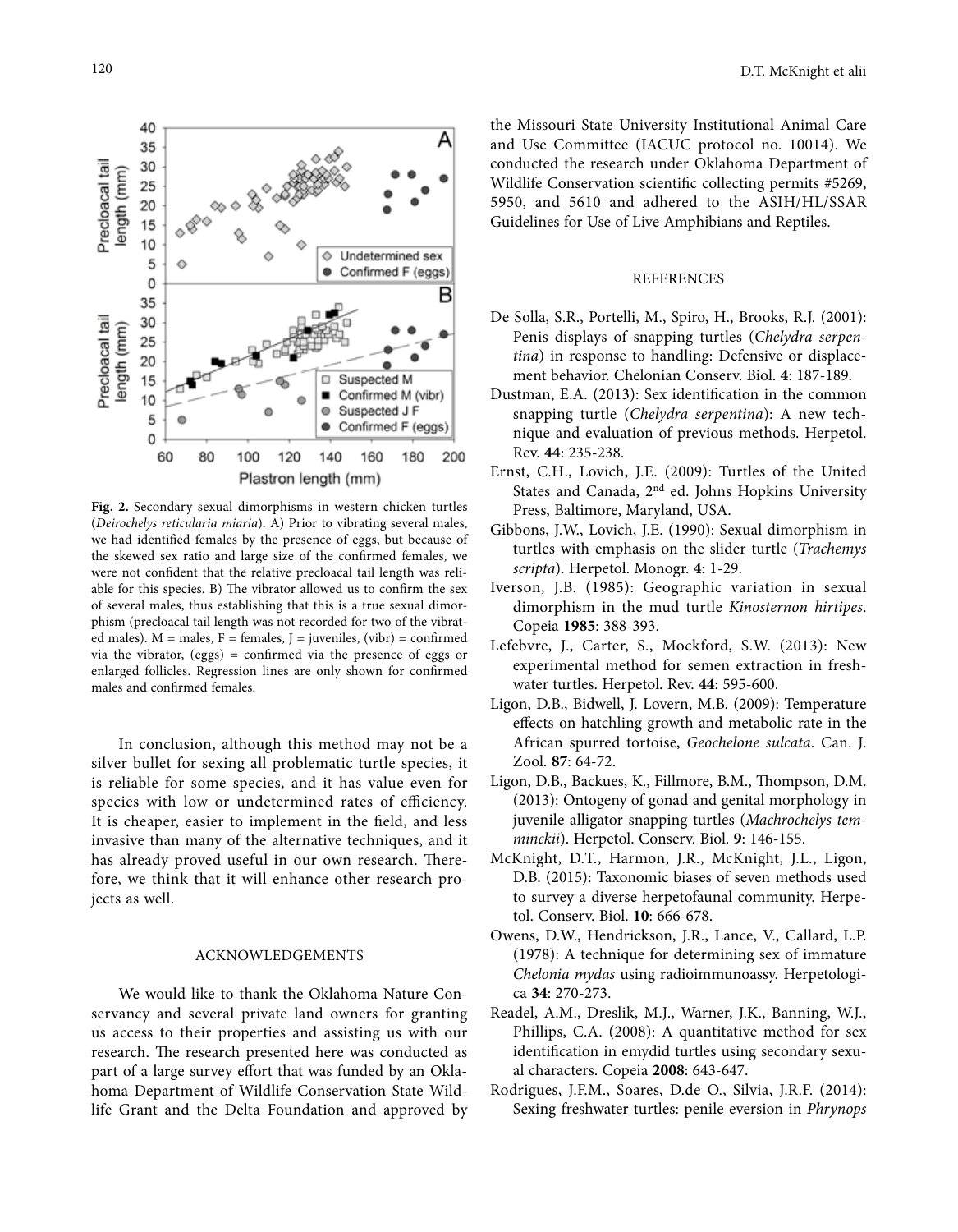**Fig. 2.** Secondary sexual dimorphisms in western chicken turtles (*Deirochelys reticularia miaria*). A) Prior to vibrating several males, we had identified females by the presence of eggs, but because of the skewed sex ratio and large size of the confirmed females, we were not confident that the relative precloacal tail length was reliable for this species. B) The vibrator allowed us to confirm the sex of several males, thus establishing that this is a true sexual dimorphism (precloacal tail length was not recorded for two of the vibrated males). M = males, F = females, J = juveniles, (vibr) = confirmed via the vibrator, (eggs) = confirmed via the presence of eggs or enlarged follicles. Regression lines are only shown for confirmed males and confirmed females.

In conclusion, although this method may not be a silver bullet for sexing all problematic turtle species, it is reliable for some species, and it has value even for species with low or undetermined rates of efficiency. It is cheaper, easier to implement in the field, and less invasive than many of the alternative techniques, and it has already proved useful in our own research. Therefore, we think that it will enhance other research projects as well.

## ACKNOWLEDGEMENTS

We would like to thank the Oklahoma Nature Conservancy and several private land owners for granting us access to their properties and assisting us with our research. The research presented here was conducted as part of a large survey effort that was funded by an Oklahoma Department of Wildlife Conservation State Wildlife Grant and the Delta Foundation and approved by the Missouri State University Institutional Animal Care and Use Committee (IACUC protocol no. 10014). We conducted the research under Oklahoma Department of Wildlife Conservation scientific collecting permits #5269, 5950, and 5610 and adhered to the ASIH/HL/SSAR Guidelines for Use of Live Amphibians and Reptiles.

## REFERENCES

De Solla, S.R., Portelli, M., Spiro, H., Brooks, R.J. (2001): Penis displays of snapping turtles (*Chelydra serpentina*) in response to handling: Defensive or displacement behavior. Chelonian Conserv. Biol. **4**: 187-189.

Dustman, E.A. (2013): Sex identification in the common snapping turtle (*Chelydra serpentina*): A new technique and evaluation of previous methods. Herpetol. Rev. **44**: 235-238.

Ernst, C.H., Lovich, J.E. (2009): Turtles of the United States and Canada, 2nd ed. Johns Hopkins University Press, Baltimore, Maryland, USA.

Gibbons, J.W., Lovich, J.E. (1990): Sexual dimorphism in turtles with emphasis on the slider turtle (*Trachemys scripta*). Herpetol. Monogr. **4**: 1-29.

Iverson, J.B. (1985): Geographic variation in sexual dimorphism in the mud turtle *Kinosternon hirtipes*. Copeia **1985**: 388-393.

Lefebvre, J., Carter, S., Mockford, S.W. (2013): New experimental method for semen extraction in freshwater turtles. Herpetol. Rev. **44**: 595-600.

Ligon, D.B., Bidwell, J. Lovern, M.B. (2009): Temperature effects on hatchling growth and metabolic rate in the African spurred tortoise, *Geochelone sulcata*. Can. J. Zool. **87**: 64-72.

Ligon, D.B., Backues, K., Fillmore, B.M., Thompson, D.M. (2013): Ontogeny of gonad and genital morphology in juvenile alligator snapping turtles (*Machrochelys temminckii*). Herpetol. Conserv. Biol. **9**: 146-155.

McKnight, D.T., Harmon, J.R., McKnight, J.L., Ligon, D.B. (2015): Taxonomic biases of seven methods used to survey a diverse herpetofaunal community. Herpetol. Conserv. Biol. **10**: 666-678.

Owens, D.W., Hendrickson, J.R., Lance, V., Callard, L.P. (1978): A technique for determining sex of immature *Chelonia mydas* using radioimmunoassy. Herpetologica **34**: 270-273.

Readel, A.M., Dreslik, M.J., Warner, J.K., Banning, W.J., Phillips, C.A. (2008): A quantitative method for sex identification in emydid turtles using secondary sexual characters. Copeia **2008**: 643-647.

Rodrigues, J.F.M., Soares, D.de O., Silvia, J.R.F. (2014): Sexing freshwater turtles: penile eversion in *Phrynops*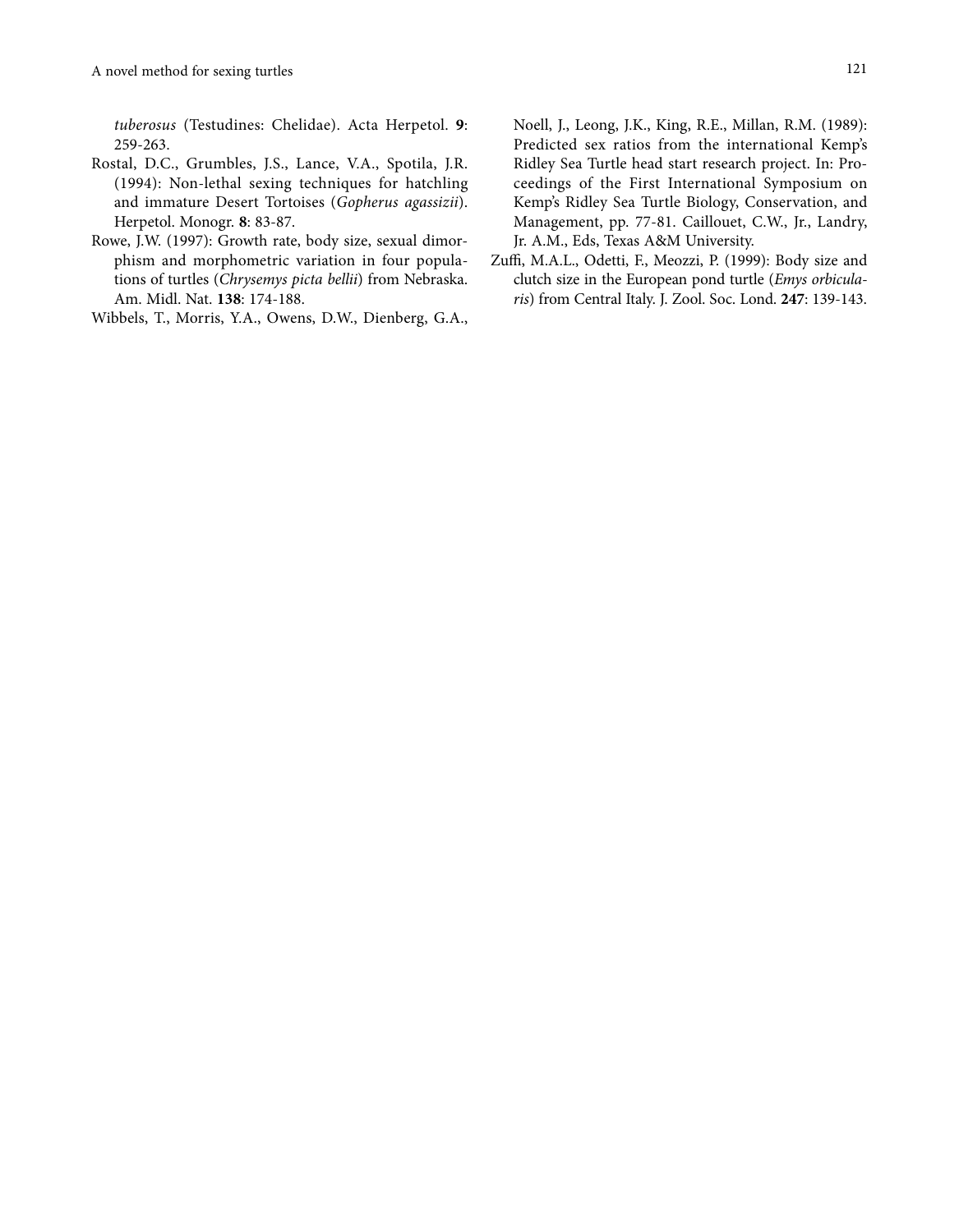*tuberosus* (Testudines: Chelidae). Acta Herpetol. **9**: 259-263.

Rostal, D.C., Grumbles, J.S., Lance, V.A., Spotila, J.R. (1994): Non-lethal sexing techniques for hatchling and immature Desert Tortoises (*Gopherus agassizii*). Herpetol. Monogr. **8**: 83-87.

Rowe, J.W. (1997): Growth rate, body size, sexual dimorphism and morphometric variation in four populations of turtles (*Chrysemys picta bellii*) from Nebraska. Am. Midl. Nat. **138**: 174-188.

Wibbels, T., Morris, Y.A., Owens, D.W., Dienberg, G.A., Noell, J., Leong, J.K., King, R.E., Millan, R.M. (1989): Predicted sex ratios from the international Kemp's Ridley Sea Turtle head start research project. In: Proceedings of the First International Symposium on Kemp's Ridley Sea Turtle Biology, Conservation, and Management, pp. 77-81. Caillouet, C.W., Jr., Landry, Jr. A.M., Eds, Texas A&M University.

Zuffi, M.A.L., Odetti, F., Meozzi, P. (1999): Body size and clutch size in the European pond turtle (*Emys orbicularis*) from Central Italy. J. Zool. Soc. Lond. **247**: 139-143.